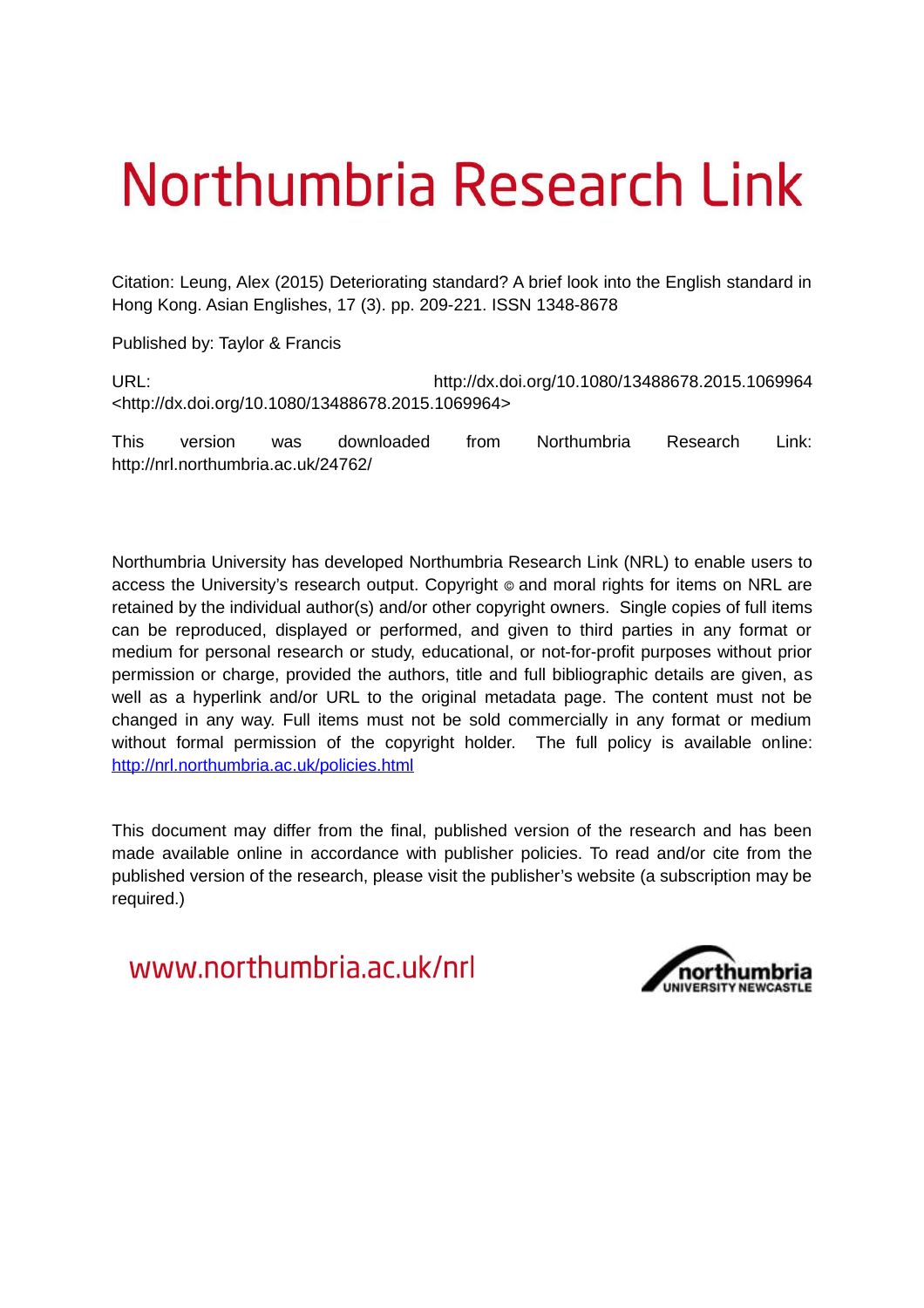# Northumbria Research Link

Citation: Leung, Alex (2015) Deteriorating standard? A brief look into the English standard in Hong Kong. Asian Englishes, 17 (3). pp. 209-221. ISSN 1348-8678

Published by: Taylor & Francis

URL: http://dx.doi.org/10.1080/13488678.2015.1069964 <http://dx.doi.org/10.1080/13488678.2015.1069964>

This version was downloaded from Northumbria Research Link: http://nrl.northumbria.ac.uk/24762/

Northumbria University has developed Northumbria Research Link (NRL) to enable users to access the University's research output. Copyright © and moral rights for items on NRL are retained by the individual author(s) and/or other copyright owners. Single copies of full items can be reproduced, displayed or performed, and given to third parties in any format or medium for personal research or study, educational, or not-for-profit purposes without prior permission or charge, provided the authors, title and full bibliographic details are given, as well as a hyperlink and/or URL to the original metadata page. The content must not be changed in any way. Full items must not be sold commercially in any format or medium without formal permission of the copyright holder. The full policy is available online: http://nrl.northumbria.ac.uk/policies.html

This document may differ from the final, published version of the research and has been made available online in accordance with publisher policies. To read and/or cite from the published version of the research, please visit the publisher's website (a subscription may be required.)

www.northumbria.ac.uk/nrl

northumbria UNIVERSITY NEWCASTLE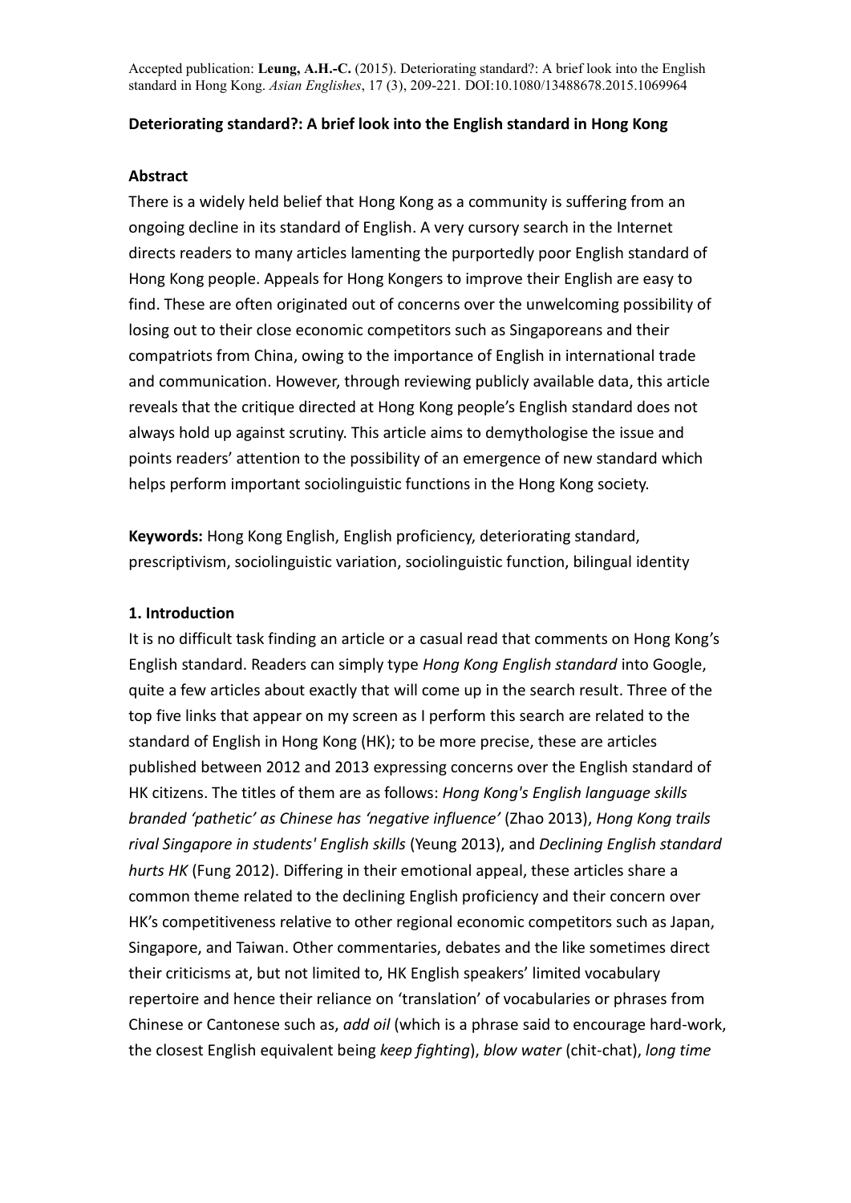Accepted publication: **Leung, A.H.-C.** (2015). Deteriorating standard?: A brief look into the English standard in Hong Kong. *Asian Englishes*, 17 (3), 209-221. DOI:10.1080/13488678.2015.1069964

**Deteriorating standard?: A brief look into the English standard in Hong Kong**

**Abstract**

There is a widely held belief that Hong Kong as a community is suffering from an ongoing decline in its standard of English. A very cursory search in the Internet directs readers to many articles lamenting the purportedly poor English standard of Hong Kong people. Appeals for Hong Kongers to improve their English are easy to find. These are often originated out of concerns over the unwelcoming possibility of losing out to their close economic competitors such as Singaporeans and their compatriots from China, owing to the importance of English in international trade and communication. However, through reviewing publicly available data, this article reveals that the critique directed at Hong Kong people's English standard does not always hold up against scrutiny. This article aims to demythologise the issue and points readers' attention to the possibility of an emergence of new standard which helps perform important sociolinguistic functions in the Hong Kong society.

**Keywords:** Hong Kong English, English proficiency, deteriorating standard, prescriptivism, sociolinguistic variation, sociolinguistic function, bilingual identity

**1. Introduction**

It is no difficult task finding an article or a casual read that comments on Hong Kong's English standard. Readers can simply type *Hong Kong English standard* into Google, quite a few articles about exactly that will come up in the search result. Three of the top five links that appear on my screen as I perform this search are related to the standard of English in Hong Kong (HK); to be more precise, these are articles published between 2012 and 2013 expressing concerns over the English standard of HK citizens. The titles of them are as follows: *Hong Kong's English language skills branded 'pathetic' as Chinese has 'negative influence'* (Zhao 2013), *Hong Kong trails rival Singapore in students' English skills* (Yeung 2013), and *Declining English standard hurts HK* (Fung 2012). Differing in their emotional appeal, these articles share a common theme related to the declining English proficiency and their concern over HK's competitiveness relative to other regional economic competitors such as Japan, Singapore, and Taiwan. Other commentaries, debates and the like sometimes direct their criticisms at, but not limited to, HK English speakers' limited vocabulary repertoire and hence their reliance on 'translation' of vocabularies or phrases from Chinese or Cantonese such as, *add oil* (which is a phrase said to encourage hard-work, the closest English equivalent being *keep fighting*), *blow water* (chit-chat), *long time*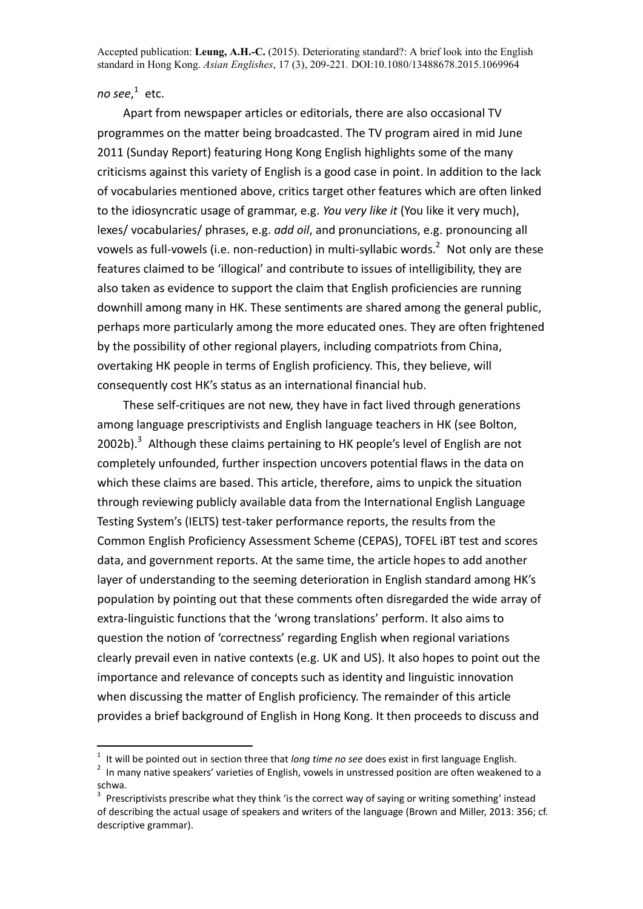*no see*,[1] etc.

Apart from newspaper articles or editorials, there are also occasional TV programmes on the matter being broadcasted. The TV program aired in mid June 2011 (Sunday Report) featuring Hong Kong English highlights some of the many criticisms against this variety of English is a good case in point. In addition to the lack of vocabularies mentioned above, critics target other features which are often linked to the idiosyncratic usage of grammar, e.g. *You very like it* (You like it very much), lexes/ vocabularies/ phrases, e.g. *add oil*, and pronunciations, e.g. pronouncing all vowels as full-vowels (i.e. non-reduction) in multi-syllabic words.[2] Not only are these features claimed to be 'illogical' and contribute to issues of intelligibility, they are also taken as evidence to support the claim that English proficiencies are running downhill among many in HK. These sentiments are shared among the general public, perhaps more particularly among the more educated ones. They are often frightened by the possibility of other regional players, including compatriots from China, overtaking HK people in terms of English proficiency. This, they believe, will consequently cost HK's status as an international financial hub.

These self-critiques are not new, they have in fact lived through generations among language prescriptivists and English language teachers in HK (see Bolton, 2002b).[3] Although these claims pertaining to HK people's level of English are not completely unfounded, further inspection uncovers potential flaws in the data on which these claims are based. This article, therefore, aims to unpick the situation through reviewing publicly available data from the International English Language Testing System's (IELTS) test-taker performance reports, the results from the Common English Proficiency Assessment Scheme (CEPAS), TOFEL iBT test and scores data, and government reports. At the same time, the article hopes to add another layer of understanding to the seeming deterioration in English standard among HK's population by pointing out that these comments often disregarded the wide array of extra-linguistic functions that the 'wrong translations' perform. It also aims to question the notion of 'correctness' regarding English when regional variations clearly prevail even in native contexts (e.g. UK and US). It also hopes to point out the importance and relevance of concepts such as identity and linguistic innovation when discussing the matter of English proficiency. The remainder of this article provides a brief background of English in Hong Kong. It then proceeds to discuss and

---

[1] It will be pointed out in section three that *long time no see* does exist in first language English.

[2] In many native speakers' varieties of English, vowels in unstressed position are often weakened to a schwa.

[3] Prescriptivists prescribe what they think 'is the correct way of saying or writing something' instead of describing the actual usage of speakers and writers of the language (Brown and Miller, 2013: 356; cf. descriptive grammar).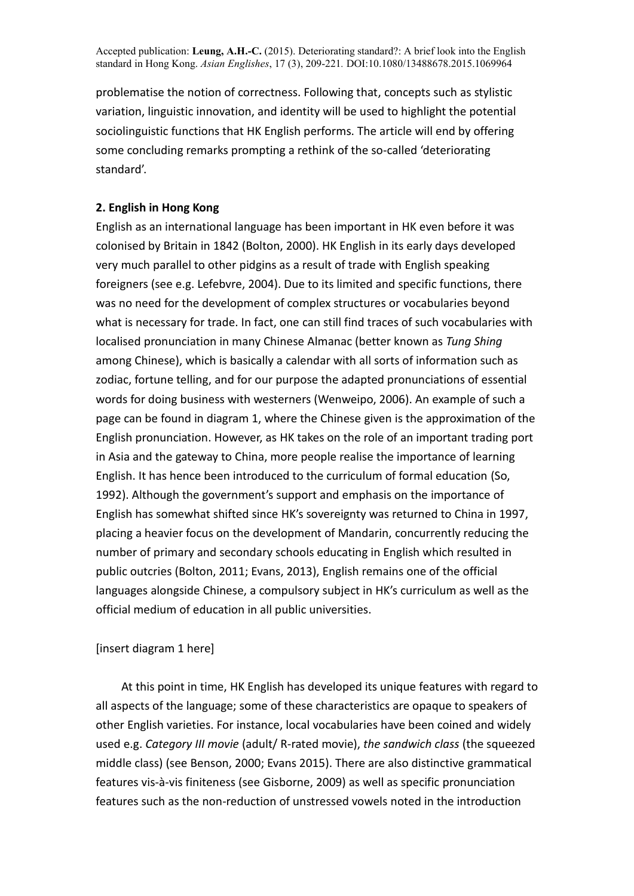problematise the notion of correctness. Following that, concepts such as stylistic variation, linguistic innovation, and identity will be used to highlight the potential sociolinguistic functions that HK English performs. The article will end by offering some concluding remarks prompting a rethink of the so-called 'deteriorating standard'.

## 2. English in Hong Kong

English as an international language has been important in HK even before it was colonised by Britain in 1842 (Bolton, 2000). HK English in its early days developed very much parallel to other pidgins as a result of trade with English speaking foreigners (see e.g. Lefebvre, 2004). Due to its limited and specific functions, there was no need for the development of complex structures or vocabularies beyond what is necessary for trade. In fact, one can still find traces of such vocabularies with localised pronunciation in many Chinese Almanac (better known as *Tung Shing* among Chinese), which is basically a calendar with all sorts of information such as zodiac, fortune telling, and for our purpose the adapted pronunciations of essential words for doing business with westerners (Wenweipo, 2006). An example of such a page can be found in diagram 1, where the Chinese given is the approximation of the English pronunciation. However, as HK takes on the role of an important trading port in Asia and the gateway to China, more people realise the importance of learning English. It has hence been introduced to the curriculum of formal education (So, 1992). Although the government's support and emphasis on the importance of English has somewhat shifted since HK's sovereignty was returned to China in 1997, placing a heavier focus on the development of Mandarin, concurrently reducing the number of primary and secondary schools educating in English which resulted in public outcries (Bolton, 2011; Evans, 2013), English remains one of the official languages alongside Chinese, a compulsory subject in HK's curriculum as well as the official medium of education in all public universities.

[insert diagram 1 here]

At this point in time, HK English has developed its unique features with regard to all aspects of the language; some of these characteristics are opaque to speakers of other English varieties. For instance, local vocabularies have been coined and widely used e.g. *Category III movie* (adult/ R-rated movie), *the sandwich class* (the squeezed middle class) (see Benson, 2000; Evans 2015). There are also distinctive grammatical features vis-à-vis finiteness (see Gisborne, 2009) as well as specific pronunciation features such as the non-reduction of unstressed vowels noted in the introduction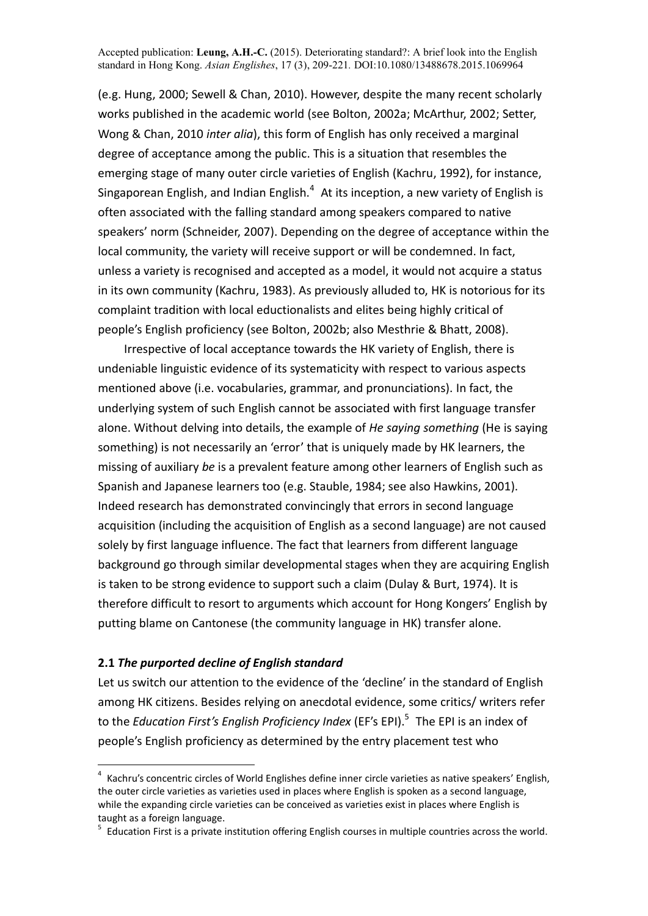(e.g. Hung, 2000; Sewell & Chan, 2010). However, despite the many recent scholarly works published in the academic world (see Bolton, 2002a; McArthur, 2002; Setter, Wong & Chan, 2010 *inter alia*), this form of English has only received a marginal degree of acceptance among the public. This is a situation that resembles the emerging stage of many outer circle varieties of English (Kachru, 1992), for instance, Singaporean English, and Indian English.[4] At its inception, a new variety of English is often associated with the falling standard among speakers compared to native speakers' norm (Schneider, 2007). Depending on the degree of acceptance within the local community, the variety will receive support or will be condemned. In fact, unless a variety is recognised and accepted as a model, it would not acquire a status in its own community (Kachru, 1983). As previously alluded to, HK is notorious for its complaint tradition with local eductionalists and elites being highly critical of people's English proficiency (see Bolton, 2002b; also Mesthrie & Bhatt, 2008).

Irrespective of local acceptance towards the HK variety of English, there is undeniable linguistic evidence of its systematicity with respect to various aspects mentioned above (i.e. vocabularies, grammar, and pronunciations). In fact, the underlying system of such English cannot be associated with first language transfer alone. Without delving into details, the example of *He saying something* (He is saying something) is not necessarily an 'error' that is uniquely made by HK learners, the missing of auxiliary *be* is a prevalent feature among other learners of English such as Spanish and Japanese learners too (e.g. Stauble, 1984; see also Hawkins, 2001). Indeed research has demonstrated convincingly that errors in second language acquisition (including the acquisition of English as a second language) are not caused solely by first language influence. The fact that learners from different language background go through similar developmental stages when they are acquiring English is taken to be strong evidence to support such a claim (Dulay & Burt, 1974). It is therefore difficult to resort to arguments which account for Hong Kongers' English by putting blame on Cantonese (the community language in HK) transfer alone.

### 2.1 *The purported decline of English standard*

Let us switch our attention to the evidence of the 'decline' in the standard of English among HK citizens. Besides relying on anecdotal evidence, some critics/ writers refer to the *Education First's English Proficiency Index* (EF's EPI).[5] The EPI is an index of people's English proficiency as determined by the entry placement test who

[4] Kachru's concentric circles of World Englishes define inner circle varieties as native speakers' English, the outer circle varieties as varieties used in places where English is spoken as a second language, while the expanding circle varieties can be conceived as varieties exist in places where English is taught as a foreign language.

[5] Education First is a private institution offering English courses in multiple countries across the world.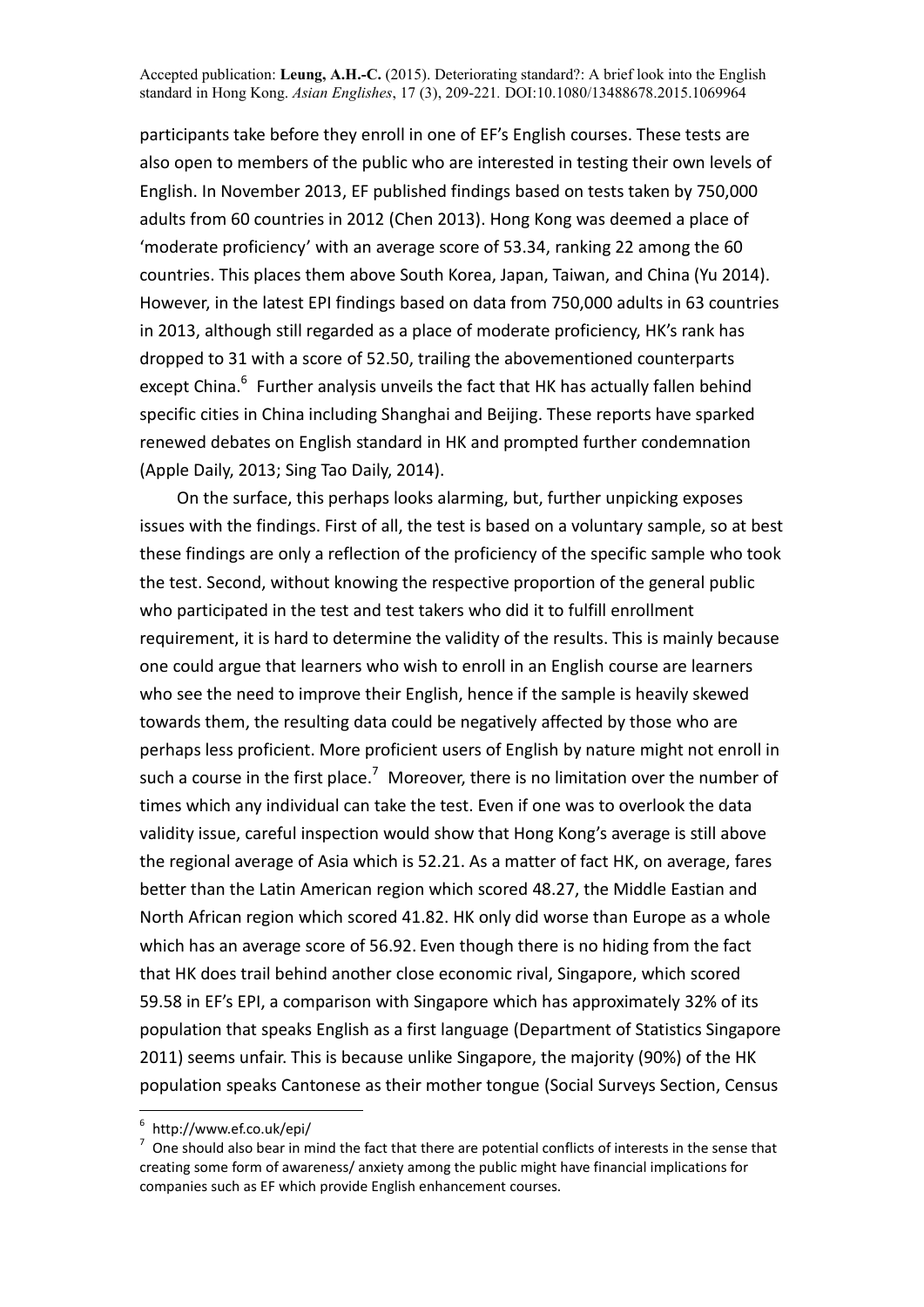participants take before they enroll in one of EF's English courses. These tests are also open to members of the public who are interested in testing their own levels of English. In November 2013, EF published findings based on tests taken by 750,000 adults from 60 countries in 2012 (Chen 2013). Hong Kong was deemed a place of 'moderate proficiency' with an average score of 53.34, ranking 22 among the 60 countries. This places them above South Korea, Japan, Taiwan, and China (Yu 2014). However, in the latest EPI findings based on data from 750,000 adults in 63 countries in 2013, although still regarded as a place of moderate proficiency, HK's rank has dropped to 31 with a score of 52.50, trailing the abovementioned counterparts except China.[6] Further analysis unveils the fact that HK has actually fallen behind specific cities in China including Shanghai and Beijing. These reports have sparked renewed debates on English standard in HK and prompted further condemnation (Apple Daily, 2013; Sing Tao Daily, 2014).

On the surface, this perhaps looks alarming, but, further unpicking exposes issues with the findings. First of all, the test is based on a voluntary sample, so at best these findings are only a reflection of the proficiency of the specific sample who took the test. Second, without knowing the respective proportion of the general public who participated in the test and test takers who did it to fulfill enrollment requirement, it is hard to determine the validity of the results. This is mainly because one could argue that learners who wish to enroll in an English course are learners who see the need to improve their English, hence if the sample is heavily skewed towards them, the resulting data could be negatively affected by those who are perhaps less proficient. More proficient users of English by nature might not enroll in such a course in the first place.[7] Moreover, there is no limitation over the number of times which any individual can take the test. Even if one was to overlook the data validity issue, careful inspection would show that Hong Kong's average is still above the regional average of Asia which is 52.21. As a matter of fact HK, on average, fares better than the Latin American region which scored 48.27, the Middle Eastian and North African region which scored 41.82. HK only did worse than Europe as a whole which has an average score of 56.92. Even though there is no hiding from the fact that HK does trail behind another close economic rival, Singapore, which scored 59.58 in EF's EPI, a comparison with Singapore which has approximately 32% of its population that speaks English as a first language (Department of Statistics Singapore 2011) seems unfair. This is because unlike Singapore, the majority (90%) of the HK population speaks Cantonese as their mother tongue (Social Surveys Section, Census

---

[6] http://www.ef.co.uk/epi/

[7] One should also bear in mind the fact that there are potential conflicts of interests in the sense that creating some form of awareness/ anxiety among the public might have financial implications for companies such as EF which provide English enhancement courses.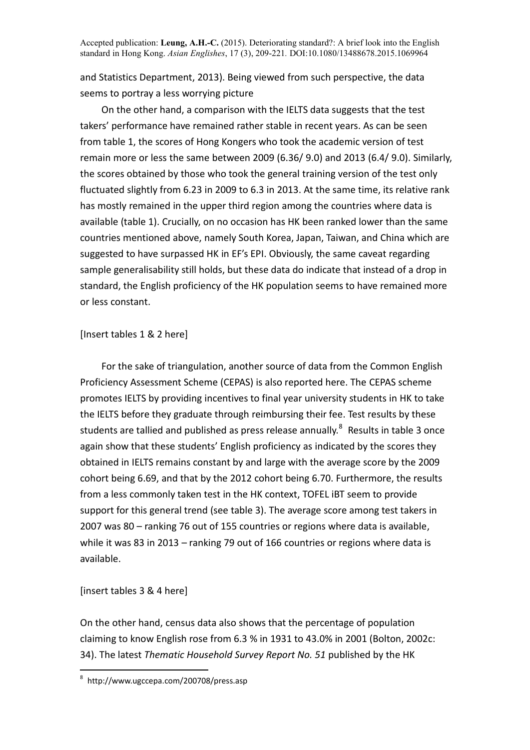and Statistics Department, 2013). Being viewed from such perspective, the data seems to portray a less worrying picture

On the other hand, a comparison with the IELTS data suggests that the test takers' performance have remained rather stable in recent years. As can be seen from table 1, the scores of Hong Kongers who took the academic version of test remain more or less the same between 2009 (6.36/ 9.0) and 2013 (6.4/ 9.0). Similarly, the scores obtained by those who took the general training version of the test only fluctuated slightly from 6.23 in 2009 to 6.3 in 2013. At the same time, its relative rank has mostly remained in the upper third region among the countries where data is available (table 1). Crucially, on no occasion has HK been ranked lower than the same countries mentioned above, namely South Korea, Japan, Taiwan, and China which are suggested to have surpassed HK in EF's EPI. Obviously, the same caveat regarding sample generalisability still holds, but these data do indicate that instead of a drop in standard, the English proficiency of the HK population seems to have remained more or less constant.

[Insert tables 1 & 2 here]

For the sake of triangulation, another source of data from the Common English Proficiency Assessment Scheme (CEPAS) is also reported here. The CEPAS scheme promotes IELTS by providing incentives to final year university students in HK to take the IELTS before they graduate through reimbursing their fee. Test results by these students are tallied and published as press release annually.[8] Results in table 3 once again show that these students' English proficiency as indicated by the scores they obtained in IELTS remains constant by and large with the average score by the 2009 cohort being 6.69, and that by the 2012 cohort being 6.70. Furthermore, the results from a less commonly taken test in the HK context, TOFEL iBT seem to provide support for this general trend (see table 3). The average score among test takers in 2007 was 80 – ranking 76 out of 155 countries or regions where data is available, while it was 83 in 2013 – ranking 79 out of 166 countries or regions where data is available.

[insert tables 3 & 4 here]

On the other hand, census data also shows that the percentage of population claiming to know English rose from 6.3 % in 1931 to 43.0% in 2001 (Bolton, 2002c: 34). The latest *Thematic Household Survey Report No. 51* published by the HK

[8] http://www.ugccepa.com/200708/press.asp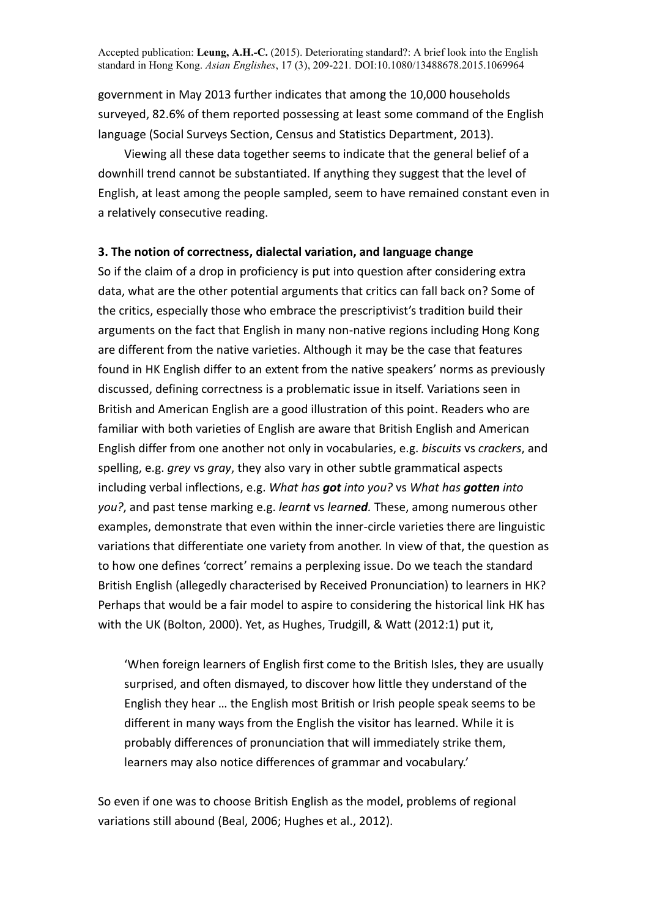government in May 2013 further indicates that among the 10,000 households surveyed, 82.6% of them reported possessing at least some command of the English language (Social Surveys Section, Census and Statistics Department, 2013).

Viewing all these data together seems to indicate that the general belief of a downhill trend cannot be substantiated. If anything they suggest that the level of English, at least among the people sampled, seem to have remained constant even in a relatively consecutive reading.

### 3. The notion of correctness, dialectal variation, and language change

So if the claim of a drop in proficiency is put into question after considering extra data, what are the other potential arguments that critics can fall back on? Some of the critics, especially those who embrace the prescriptivist's tradition build their arguments on the fact that English in many non-native regions including Hong Kong are different from the native varieties. Although it may be the case that features found in HK English differ to an extent from the native speakers' norms as previously discussed, defining correctness is a problematic issue in itself. Variations seen in British and American English are a good illustration of this point. Readers who are familiar with both varieties of English are aware that British English and American English differ from one another not only in vocabularies, e.g. *biscuits* vs *crackers*, and spelling, e.g. *grey* vs *gray*, they also vary in other subtle grammatical aspects including verbal inflections, e.g. *What has **got** into you?* vs *What has **gotten** into you?*, and past tense marking e.g. *learn**t*** vs *learn**ed***. These, among numerous other examples, demonstrate that even within the inner-circle varieties there are linguistic variations that differentiate one variety from another. In view of that, the question as to how one defines 'correct' remains a perplexing issue. Do we teach the standard British English (allegedly characterised by Received Pronunciation) to learners in HK? Perhaps that would be a fair model to aspire to considering the historical link HK has with the UK (Bolton, 2000). Yet, as Hughes, Trudgill, & Watt (2012:1) put it,

> 'When foreign learners of English first come to the British Isles, they are usually surprised, and often dismayed, to discover how little they understand of the English they hear … the English most British or Irish people speak seems to be different in many ways from the English the visitor has learned. While it is probably differences of pronunciation that will immediately strike them, learners may also notice differences of grammar and vocabulary.'

So even if one was to choose British English as the model, problems of regional variations still abound (Beal, 2006; Hughes et al., 2012).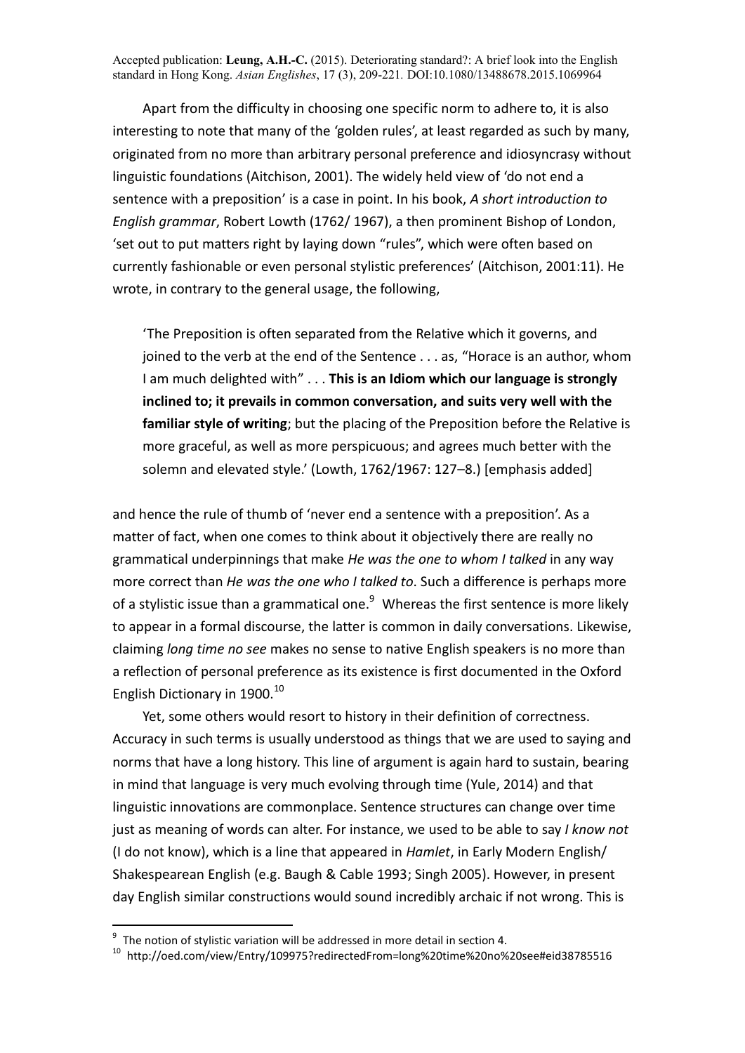Apart from the difficulty in choosing one specific norm to adhere to, it is also interesting to note that many of the 'golden rules', at least regarded as such by many, originated from no more than arbitrary personal preference and idiosyncrasy without linguistic foundations (Aitchison, 2001). The widely held view of 'do not end a sentence with a preposition' is a case in point. In his book, *A short introduction to English grammar*, Robert Lowth (1762/ 1967), a then prominent Bishop of London, 'set out to put matters right by laying down "rules", which were often based on currently fashionable or even personal stylistic preferences' (Aitchison, 2001:11). He wrote, in contrary to the general usage, the following,

> 'The Preposition is often separated from the Relative which it governs, and joined to the verb at the end of the Sentence . . . as, "Horace is an author, whom I am much delighted with" . . . **This is an Idiom which our language is strongly inclined to; it prevails in common conversation, and suits very well with the familiar style of writing**; but the placing of the Preposition before the Relative is more graceful, as well as more perspicuous; and agrees much better with the solemn and elevated style.' (Lowth, 1762/1967: 127–8.) [emphasis added]

and hence the rule of thumb of 'never end a sentence with a preposition'. As a matter of fact, when one comes to think about it objectively there are really no grammatical underpinnings that make *He was the one to whom I talked* in any way more correct than *He was the one who I talked to*. Such a difference is perhaps more of a stylistic issue than a grammatical one.[9] Whereas the first sentence is more likely to appear in a formal discourse, the latter is common in daily conversations. Likewise, claiming *long time no see* makes no sense to native English speakers is no more than a reflection of personal preference as its existence is first documented in the Oxford English Dictionary in 1900.[10]

Yet, some others would resort to history in their definition of correctness. Accuracy in such terms is usually understood as things that we are used to saying and norms that have a long history. This line of argument is again hard to sustain, bearing in mind that language is very much evolving through time (Yule, 2014) and that linguistic innovations are commonplace. Sentence structures can change over time just as meaning of words can alter. For instance, we used to be able to say *I know not* (I do not know), which is a line that appeared in *Hamlet*, in Early Modern English/ Shakespearean English (e.g. Baugh & Cable 1993; Singh 2005). However, in present day English similar constructions would sound incredibly archaic if not wrong. This is

---

[9] The notion of stylistic variation will be addressed in more detail in section 4.

[10] http://oed.com/view/Entry/109975?redirectedFrom=long%20time%20no%20see#eid38785516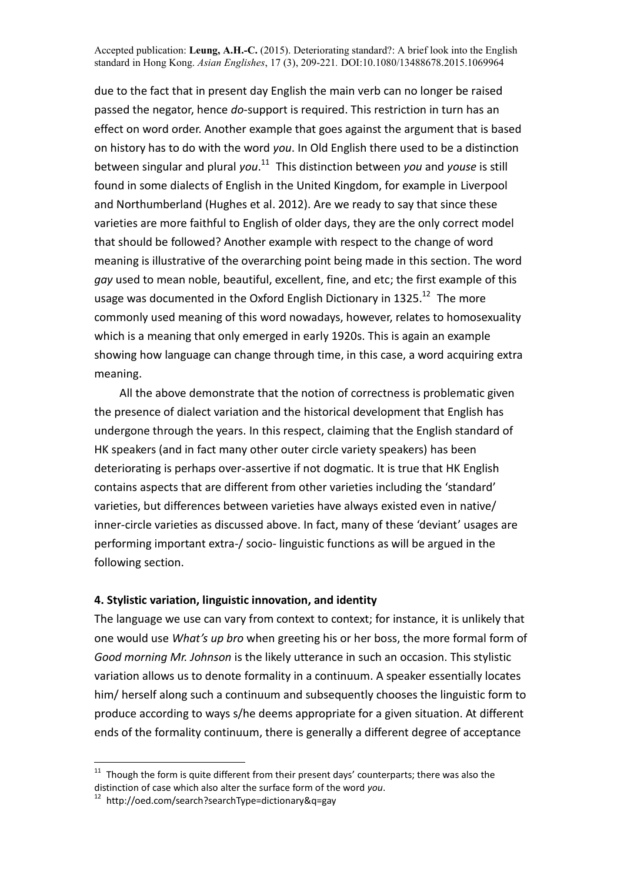due to the fact that in present day English the main verb can no longer be raised passed the negator, hence *do*-support is required. This restriction in turn has an effect on word order. Another example that goes against the argument that is based on history has to do with the word *you*. In Old English there used to be a distinction between singular and plural *you*.[11] This distinction between *you* and *youse* is still found in some dialects of English in the United Kingdom, for example in Liverpool and Northumberland (Hughes et al. 2012). Are we ready to say that since these varieties are more faithful to English of older days, they are the only correct model that should be followed? Another example with respect to the change of word meaning is illustrative of the overarching point being made in this section. The word *gay* used to mean noble, beautiful, excellent, fine, and etc; the first example of this usage was documented in the Oxford English Dictionary in 1325.[12] The more commonly used meaning of this word nowadays, however, relates to homosexuality which is a meaning that only emerged in early 1920s. This is again an example showing how language can change through time, in this case, a word acquiring extra meaning.

All the above demonstrate that the notion of correctness is problematic given the presence of dialect variation and the historical development that English has undergone through the years. In this respect, claiming that the English standard of HK speakers (and in fact many other outer circle variety speakers) has been deteriorating is perhaps over-assertive if not dogmatic. It is true that HK English contains aspects that are different from other varieties including the 'standard' varieties, but differences between varieties have always existed even in native/ inner-circle varieties as discussed above. In fact, many of these 'deviant' usages are performing important extra-/ socio- linguistic functions as will be argued in the following section.

## 4. Stylistic variation, linguistic innovation, and identity

The language we use can vary from context to context; for instance, it is unlikely that one would use *What's up bro* when greeting his or her boss, the more formal form of *Good morning Mr. Johnson* is the likely utterance in such an occasion. This stylistic variation allows us to denote formality in a continuum. A speaker essentially locates him/ herself along such a continuum and subsequently chooses the linguistic form to produce according to ways s/he deems appropriate for a given situation. At different ends of the formality continuum, there is generally a different degree of acceptance

---

[11] Though the form is quite different from their present days' counterparts; there was also the distinction of case which also alter the surface form of the word *you*.

[12] http://oed.com/search?searchType=dictionary&q=gay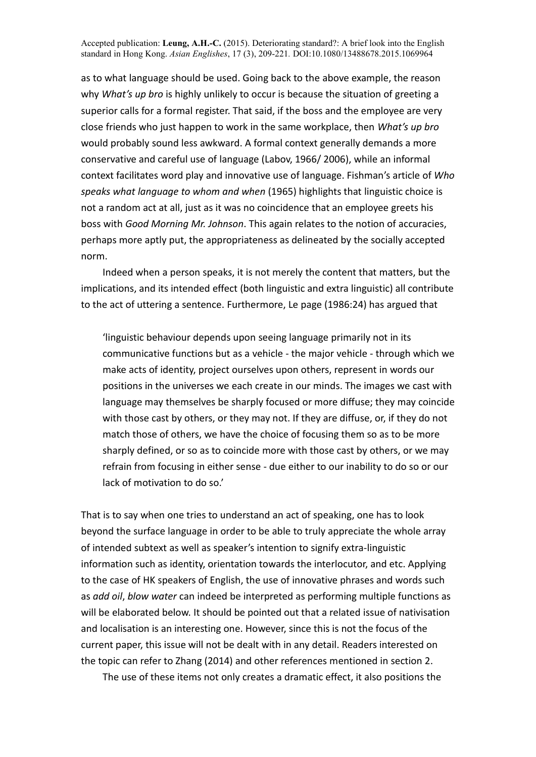as to what language should be used. Going back to the above example, the reason why *What's up bro* is highly unlikely to occur is because the situation of greeting a superior calls for a formal register. That said, if the boss and the employee are very close friends who just happen to work in the same workplace, then *What's up bro* would probably sound less awkward. A formal context generally demands a more conservative and careful use of language (Labov, 1966/ 2006), while an informal context facilitates word play and innovative use of language. Fishman's article of *Who speaks what language to whom and when* (1965) highlights that linguistic choice is not a random act at all, just as it was no coincidence that an employee greets his boss with *Good Morning Mr. Johnson*. This again relates to the notion of accuracies, perhaps more aptly put, the appropriateness as delineated by the socially accepted norm.

Indeed when a person speaks, it is not merely the content that matters, but the implications, and its intended effect (both linguistic and extra linguistic) all contribute to the act of uttering a sentence. Furthermore, Le page (1986:24) has argued that

> 'linguistic behaviour depends upon seeing language primarily not in its communicative functions but as a vehicle - the major vehicle - through which we make acts of identity, project ourselves upon others, represent in words our positions in the universes we each create in our minds. The images we cast with language may themselves be sharply focused or more diffuse; they may coincide with those cast by others, or they may not. If they are diffuse, or, if they do not match those of others, we have the choice of focusing them so as to be more sharply defined, or so as to coincide more with those cast by others, or we may refrain from focusing in either sense - due either to our inability to do so or our lack of motivation to do so.'

That is to say when one tries to understand an act of speaking, one has to look beyond the surface language in order to be able to truly appreciate the whole array of intended subtext as well as speaker's intention to signify extra-linguistic information such as identity, orientation towards the interlocutor, and etc. Applying to the case of HK speakers of English, the use of innovative phrases and words such as *add oil*, *blow water* can indeed be interpreted as performing multiple functions as will be elaborated below. It should be pointed out that a related issue of nativisation and localisation is an interesting one. However, since this is not the focus of the current paper, this issue will not be dealt with in any detail. Readers interested on the topic can refer to Zhang (2014) and other references mentioned in section 2.

The use of these items not only creates a dramatic effect, it also positions the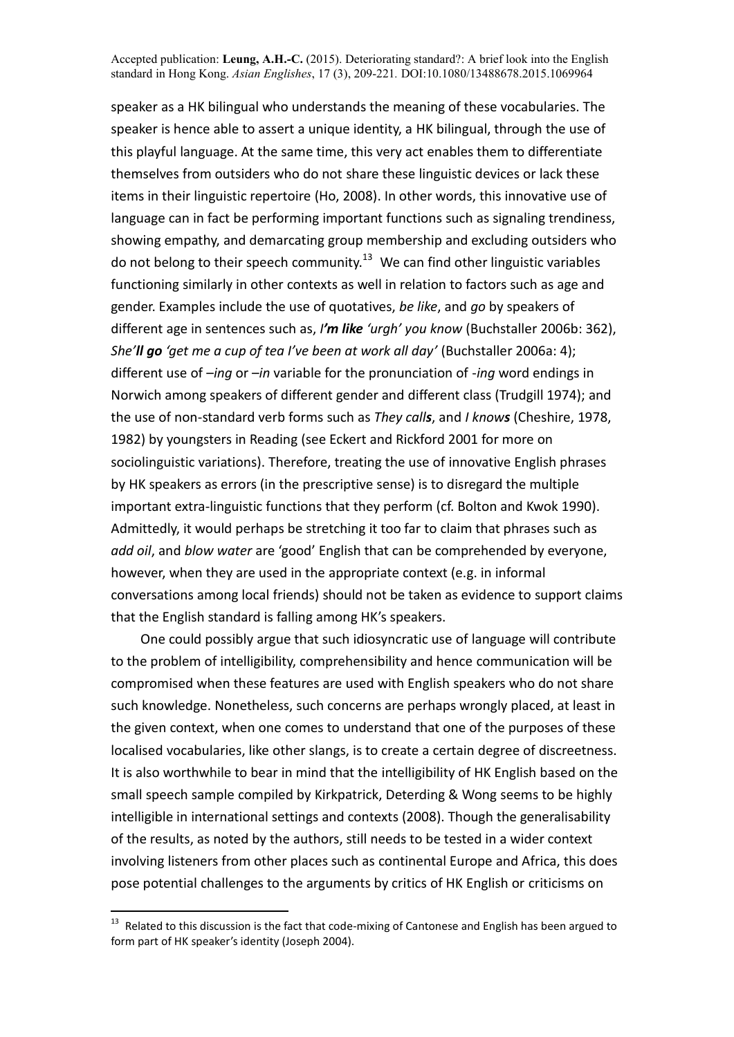speaker as a HK bilingual who understands the meaning of these vocabularies. The speaker is hence able to assert a unique identity, a HK bilingual, through the use of this playful language. At the same time, this very act enables them to differentiate themselves from outsiders who do not share these linguistic devices or lack these items in their linguistic repertoire (Ho, 2008). In other words, this innovative use of language can in fact be performing important functions such as signaling trendiness, showing empathy, and demarcating group membership and excluding outsiders who do not belong to their speech community.[13] We can find other linguistic variables functioning similarly in other contexts as well in relation to factors such as age and gender. Examples include the use of quotatives, *be like*, and *go* by speakers of different age in sentences such as, ***I'm like** 'urgh' you know* (Buchstaller 2006b: 362), *She'**ll go** 'get me a cup of tea I've been at work all day'* (Buchstaller 2006a: 4); different use of *–ing* or *–in* variable for the pronunciation of *-ing* word endings in Norwich among speakers of different gender and different class (Trudgill 1974); and the use of non-standard verb forms such as *They call**s***, and *I know**s*** (Cheshire, 1978, 1982) by youngsters in Reading (see Eckert and Rickford 2001 for more on sociolinguistic variations). Therefore, treating the use of innovative English phrases by HK speakers as errors (in the prescriptive sense) is to disregard the multiple important extra-linguistic functions that they perform (cf. Bolton and Kwok 1990). Admittedly, it would perhaps be stretching it too far to claim that phrases such as *add oil*, and *blow water* are 'good' English that can be comprehended by everyone, however, when they are used in the appropriate context (e.g. in informal conversations among local friends) should not be taken as evidence to support claims that the English standard is falling among HK's speakers.

One could possibly argue that such idiosyncratic use of language will contribute to the problem of intelligibility, comprehensibility and hence communication will be compromised when these features are used with English speakers who do not share such knowledge. Nonetheless, such concerns are perhaps wrongly placed, at least in the given context, when one comes to understand that one of the purposes of these localised vocabularies, like other slangs, is to create a certain degree of discreetness. It is also worthwhile to bear in mind that the intelligibility of HK English based on the small speech sample compiled by Kirkpatrick, Deterding & Wong seems to be highly intelligible in international settings and contexts (2008). Though the generalisability of the results, as noted by the authors, still needs to be tested in a wider context involving listeners from other places such as continental Europe and Africa, this does pose potential challenges to the arguments by critics of HK English or criticisms on

[13] Related to this discussion is the fact that code-mixing of Cantonese and English has been argued to form part of HK speaker's identity (Joseph 2004).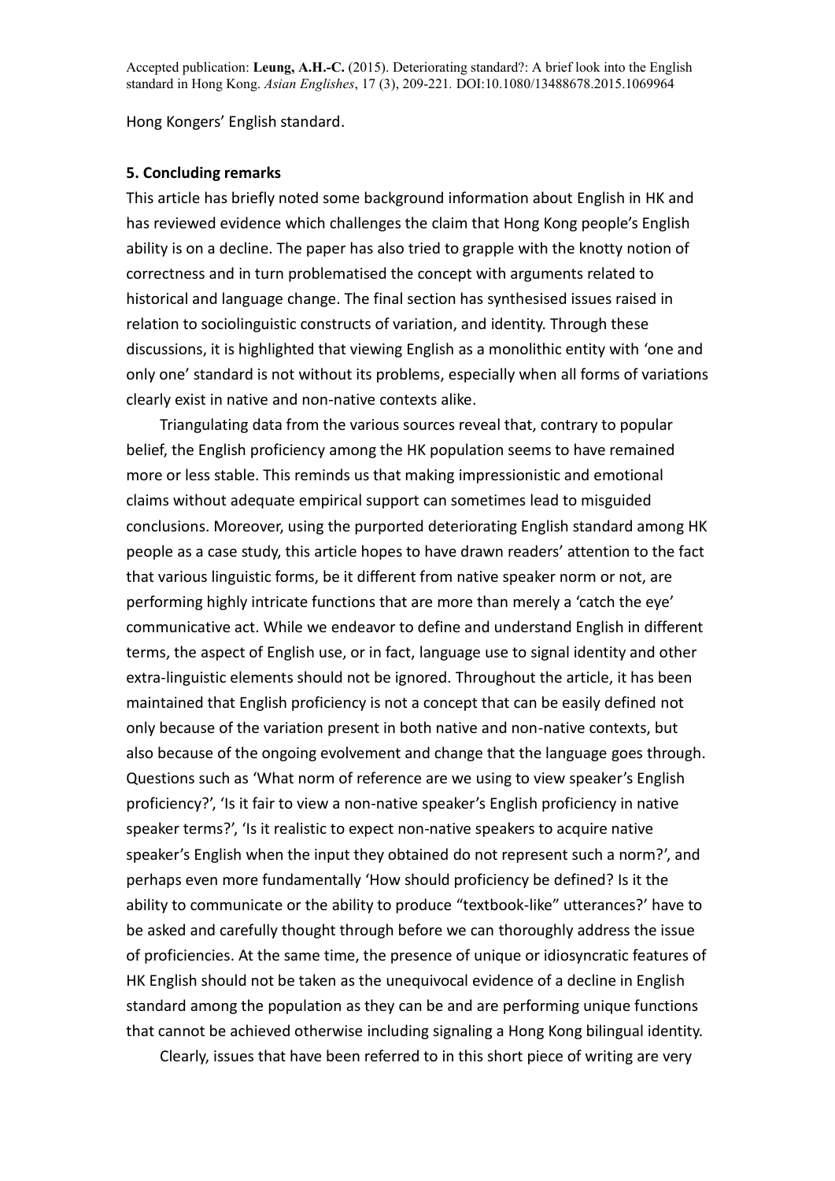Hong Kongers' English standard.

### 5. Concluding remarks

This article has briefly noted some background information about English in HK and has reviewed evidence which challenges the claim that Hong Kong people's English ability is on a decline. The paper has also tried to grapple with the knotty notion of correctness and in turn problematised the concept with arguments related to historical and language change. The final section has synthesised issues raised in relation to sociolinguistic constructs of variation, and identity. Through these discussions, it is highlighted that viewing English as a monolithic entity with 'one and only one' standard is not without its problems, especially when all forms of variations clearly exist in native and non-native contexts alike.

Triangulating data from the various sources reveal that, contrary to popular belief, the English proficiency among the HK population seems to have remained more or less stable. This reminds us that making impressionistic and emotional claims without adequate empirical support can sometimes lead to misguided conclusions. Moreover, using the purported deteriorating English standard among HK people as a case study, this article hopes to have drawn readers' attention to the fact that various linguistic forms, be it different from native speaker norm or not, are performing highly intricate functions that are more than merely a 'catch the eye' communicative act. While we endeavor to define and understand English in different terms, the aspect of English use, or in fact, language use to signal identity and other extra-linguistic elements should not be ignored. Throughout the article, it has been maintained that English proficiency is not a concept that can be easily defined not only because of the variation present in both native and non-native contexts, but also because of the ongoing evolvement and change that the language goes through. Questions such as 'What norm of reference are we using to view speaker's English proficiency?', 'Is it fair to view a non-native speaker's English proficiency in native speaker terms?', 'Is it realistic to expect non-native speakers to acquire native speaker's English when the input they obtained do not represent such a norm?', and perhaps even more fundamentally 'How should proficiency be defined? Is it the ability to communicate or the ability to produce "textbook-like" utterances?' have to be asked and carefully thought through before we can thoroughly address the issue of proficiencies. At the same time, the presence of unique or idiosyncratic features of HK English should not be taken as the unequivocal evidence of a decline in English standard among the population as they can be and are performing unique functions that cannot be achieved otherwise including signaling a Hong Kong bilingual identity.

Clearly, issues that have been referred to in this short piece of writing are very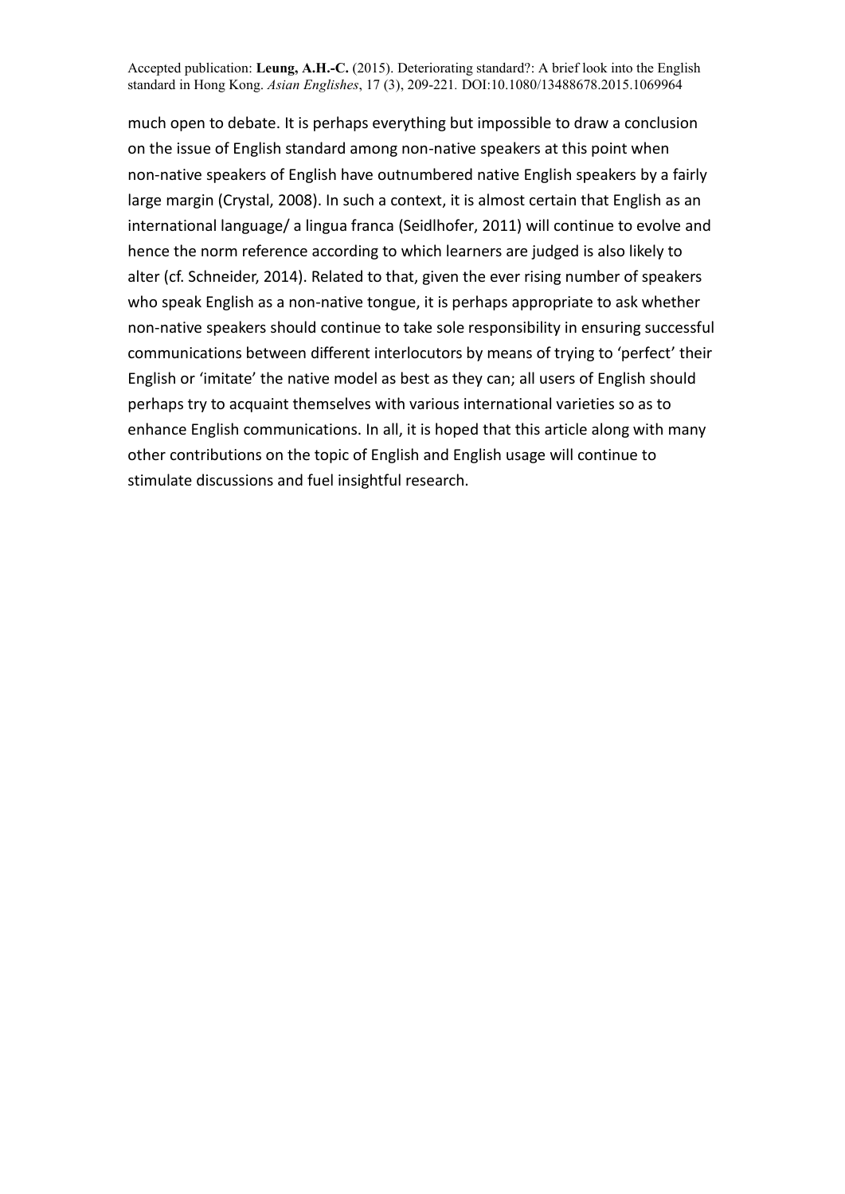much open to debate. It is perhaps everything but impossible to draw a conclusion on the issue of English standard among non-native speakers at this point when non-native speakers of English have outnumbered native English speakers by a fairly large margin (Crystal, 2008). In such a context, it is almost certain that English as an international language/ a lingua franca (Seidlhofer, 2011) will continue to evolve and hence the norm reference according to which learners are judged is also likely to alter (cf. Schneider, 2014). Related to that, given the ever rising number of speakers who speak English as a non-native tongue, it is perhaps appropriate to ask whether non-native speakers should continue to take sole responsibility in ensuring successful communications between different interlocutors by means of trying to 'perfect' their English or 'imitate' the native model as best as they can; all users of English should perhaps try to acquaint themselves with various international varieties so as to enhance English communications. In all, it is hoped that this article along with many other contributions on the topic of English and English usage will continue to stimulate discussions and fuel insightful research.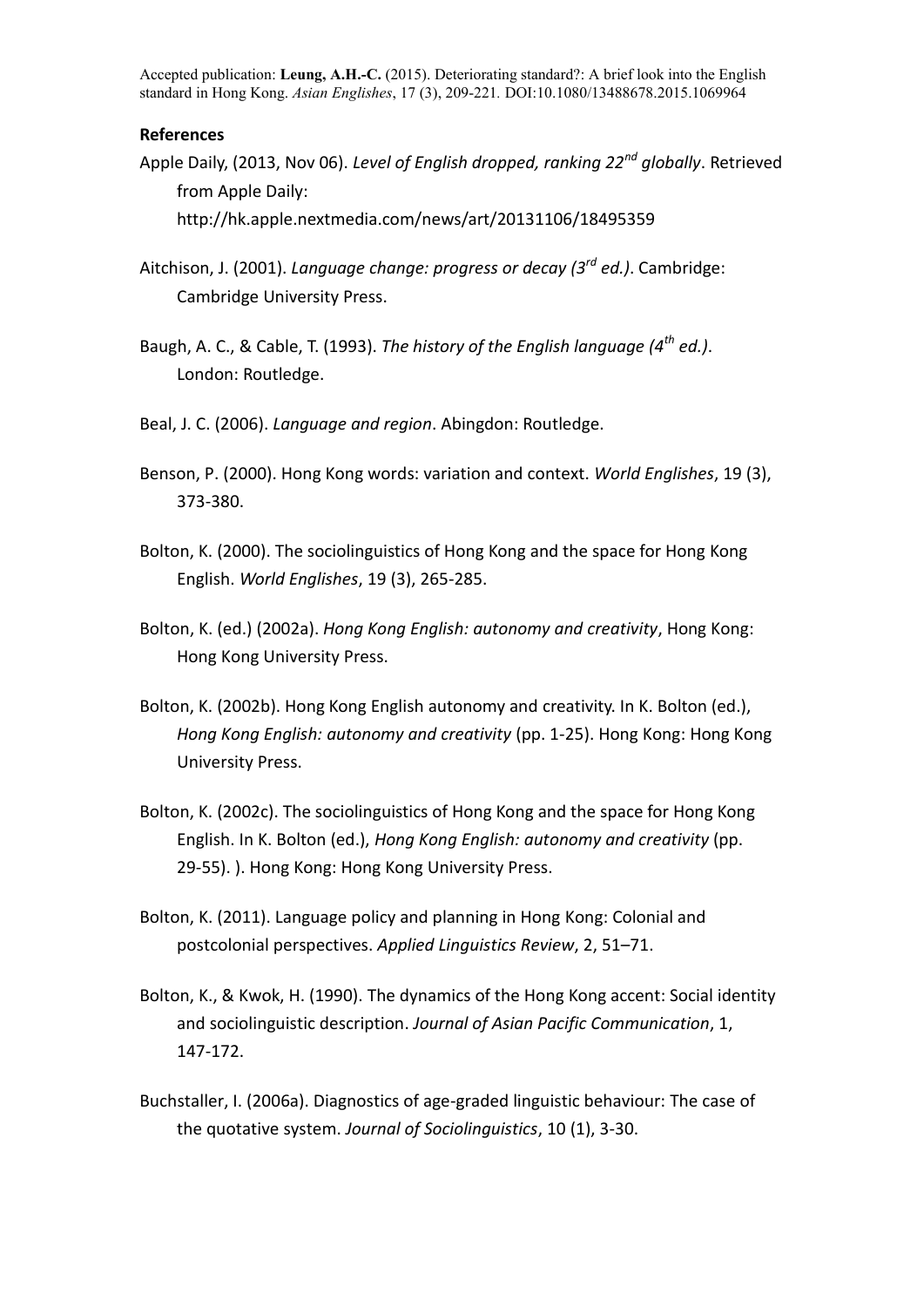## References

Apple Daily, (2013, Nov 06). *Level of English dropped, ranking 22nd globally*. Retrieved from Apple Daily: http://hk.apple.nextmedia.com/news/art/20131106/18495359

Aitchison, J. (2001). *Language change: progress or decay (3rd ed.)*. Cambridge: Cambridge University Press.

Baugh, A. C., & Cable, T. (1993). *The history of the English language (4th ed.)*. London: Routledge.

Beal, J. C. (2006). *Language and region*. Abingdon: Routledge.

Benson, P. (2000). Hong Kong words: variation and context. *World Englishes*, 19 (3), 373-380.

Bolton, K. (2000). The sociolinguistics of Hong Kong and the space for Hong Kong English. *World Englishes*, 19 (3), 265-285.

Bolton, K. (ed.) (2002a). *Hong Kong English: autonomy and creativity*, Hong Kong: Hong Kong University Press.

Bolton, K. (2002b). Hong Kong English autonomy and creativity. In K. Bolton (ed.), *Hong Kong English: autonomy and creativity* (pp. 1-25). Hong Kong: Hong Kong University Press.

Bolton, K. (2002c). The sociolinguistics of Hong Kong and the space for Hong Kong English. In K. Bolton (ed.), *Hong Kong English: autonomy and creativity* (pp. 29-55). ). Hong Kong: Hong Kong University Press.

Bolton, K. (2011). Language policy and planning in Hong Kong: Colonial and postcolonial perspectives. *Applied Linguistics Review*, 2, 51–71.

Bolton, K., & Kwok, H. (1990). The dynamics of the Hong Kong accent: Social identity and sociolinguistic description. *Journal of Asian Pacific Communication*, 1, 147-172.

Buchstaller, I. (2006a). Diagnostics of age-graded linguistic behaviour: The case of the quotative system. *Journal of Sociolinguistics*, 10 (1), 3-30.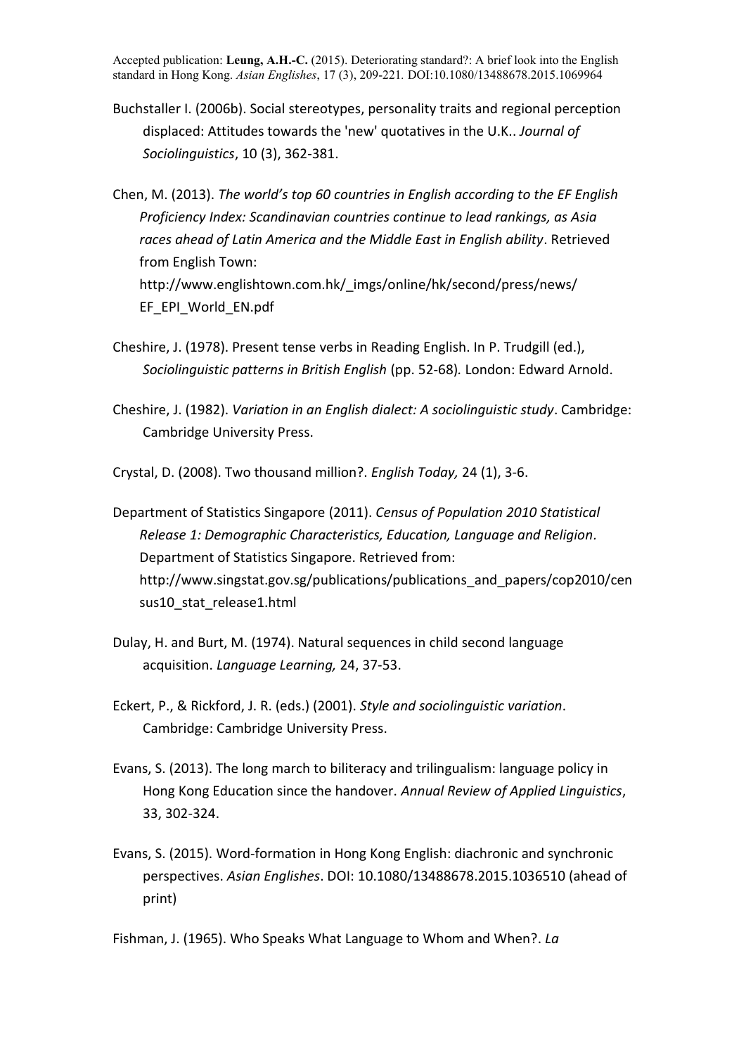Buchstaller I. (2006b). Social stereotypes, personality traits and regional perception displaced: Attitudes towards the 'new' quotatives in the U.K.. *Journal of Sociolinguistics*, 10 (3), 362-381.

Chen, M. (2013). *The world's top 60 countries in English according to the EF English Proficiency Index: Scandinavian countries continue to lead rankings, as Asia races ahead of Latin America and the Middle East in English ability*. Retrieved from English Town: http://www.englishtown.com.hk/_imgs/online/hk/second/press/news/EF_EPI_World_EN.pdf

Cheshire, J. (1978). Present tense verbs in Reading English. In P. Trudgill (ed.), *Sociolinguistic patterns in British English* (pp. 52-68). London: Edward Arnold.

Cheshire, J. (1982). *Variation in an English dialect: A sociolinguistic study*. Cambridge: Cambridge University Press.

Crystal, D. (2008). Two thousand million?. *English Today,* 24 (1), 3-6.

Department of Statistics Singapore (2011). *Census of Population 2010 Statistical Release 1: Demographic Characteristics, Education, Language and Religion*. Department of Statistics Singapore. Retrieved from: http://www.singstat.gov.sg/publications/publications_and_papers/cop2010/census10_stat_release1.html

Dulay, H. and Burt, M. (1974). Natural sequences in child second language acquisition. *Language Learning,* 24, 37-53.

Eckert, P., & Rickford, J. R. (eds.) (2001). *Style and sociolinguistic variation*. Cambridge: Cambridge University Press.

Evans, S. (2013). The long march to biliteracy and trilingualism: language policy in Hong Kong Education since the handover. *Annual Review of Applied Linguistics*, 33, 302-324.

Evans, S. (2015). Word-formation in Hong Kong English: diachronic and synchronic perspectives. *Asian Englishes*. DOI: 10.1080/13488678.2015.1036510 (ahead of print)

Fishman, J. (1965). Who Speaks What Language to Whom and When?. *La*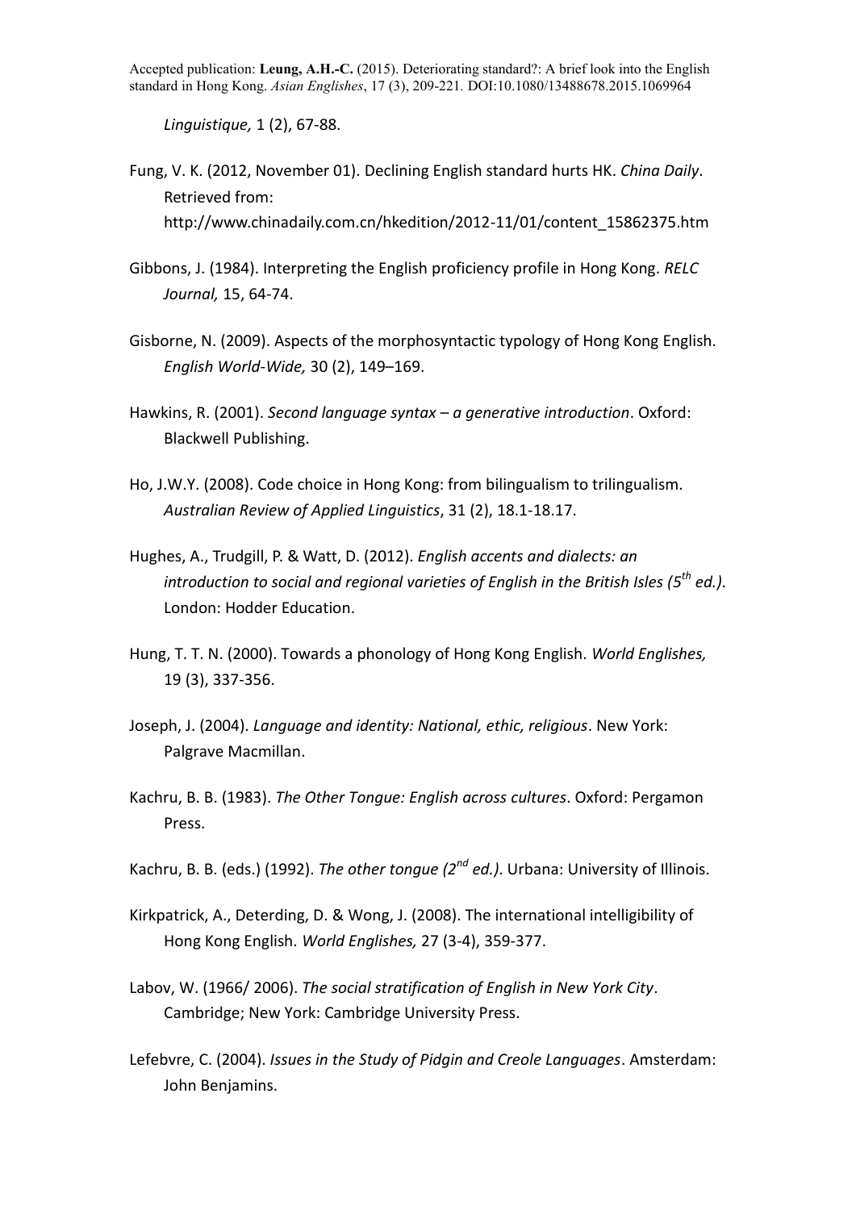*Linguistique,* 1 (2), 67-88.

Fung, V. K. (2012, November 01). Declining English standard hurts HK. *China Daily*. Retrieved from: http://www.chinadaily.com.cn/hkedition/2012-11/01/content_15862375.htm

Gibbons, J. (1984). Interpreting the English proficiency profile in Hong Kong. *RELC Journal,* 15, 64-74.

Gisborne, N. (2009). Aspects of the morphosyntactic typology of Hong Kong English. *English World-Wide,* 30 (2), 149–169.

Hawkins, R. (2001). *Second language syntax – a generative introduction*. Oxford: Blackwell Publishing.

Ho, J.W.Y. (2008). Code choice in Hong Kong: from bilingualism to trilingualism. *Australian Review of Applied Linguistics*, 31 (2), 18.1-18.17.

Hughes, A., Trudgill, P. & Watt, D. (2012). *English accents and dialects: an introduction to social and regional varieties of English in the British Isles (5th ed.)*. London: Hodder Education.

Hung, T. T. N. (2000). Towards a phonology of Hong Kong English. *World Englishes,* 19 (3), 337-356.

Joseph, J. (2004). *Language and identity: National, ethic, religious*. New York: Palgrave Macmillan.

Kachru, B. B. (1983). *The Other Tongue: English across cultures*. Oxford: Pergamon Press.

Kachru, B. B. (eds.) (1992). *The other tongue (2nd ed.)*. Urbana: University of Illinois.

Kirkpatrick, A., Deterding, D. & Wong, J. (2008). The international intelligibility of Hong Kong English. *World Englishes,* 27 (3-4), 359-377.

Labov, W. (1966/ 2006). *The social stratification of English in New York City*. Cambridge; New York: Cambridge University Press.

Lefebvre, C. (2004). *Issues in the Study of Pidgin and Creole Languages*. Amsterdam: John Benjamins.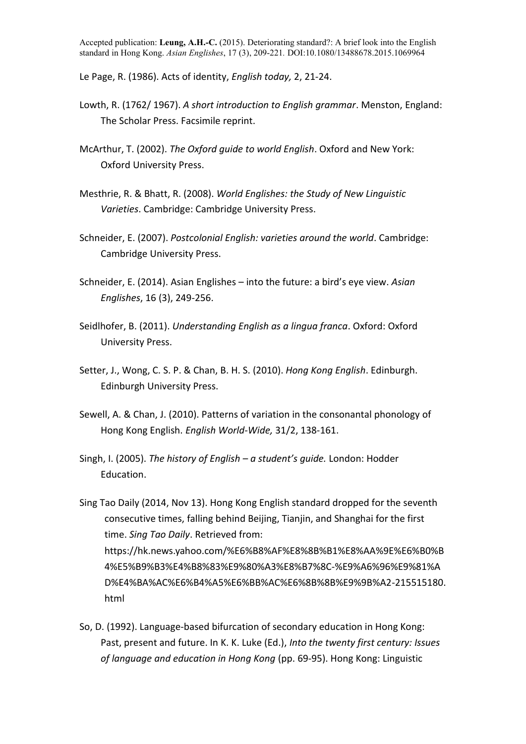Le Page, R. (1986). Acts of identity, *English today,* 2, 21-24.

Lowth, R. (1762/ 1967). *A short introduction to English grammar*. Menston, England: The Scholar Press. Facsimile reprint.

McArthur, T. (2002). *The Oxford guide to world English*. Oxford and New York: Oxford University Press.

Mesthrie, R. & Bhatt, R. (2008). *World Englishes: the Study of New Linguistic Varieties*. Cambridge: Cambridge University Press.

Schneider, E. (2007). *Postcolonial English: varieties around the world*. Cambridge: Cambridge University Press.

Schneider, E. (2014). Asian Englishes – into the future: a bird's eye view. *Asian Englishes*, 16 (3), 249-256.

Seidlhofer, B. (2011). *Understanding English as a lingua franca*. Oxford: Oxford University Press.

Setter, J., Wong, C. S. P. & Chan, B. H. S. (2010). *Hong Kong English*. Edinburgh. Edinburgh University Press.

Sewell, A. & Chan, J. (2010). Patterns of variation in the consonantal phonology of Hong Kong English. *English World-Wide,* 31/2, 138-161.

Singh, I. (2005). *The history of English – a student's guide.* London: Hodder Education.

Sing Tao Daily (2014, Nov 13). Hong Kong English standard dropped for the seventh consecutive times, falling behind Beijing, Tianjin, and Shanghai for the first time. *Sing Tao Daily*. Retrieved from: https://hk.news.yahoo.com/%E6%B8%AF%E8%8B%B1%E8%AA%9E%E6%B0%B4%E5%B9%B3%E4%B8%83%E9%80%A3%E8%B7%8C-%E9%A6%96%E9%81%AD%E4%BA%AC%E6%B4%A5%E6%BB%AC%E6%8B%8B%E9%9B%A2-215515180.html

So, D. (1992). Language-based bifurcation of secondary education in Hong Kong: Past, present and future. In K. K. Luke (Ed.), *Into the twenty first century: Issues of language and education in Hong Kong* (pp. 69-95). Hong Kong: Linguistic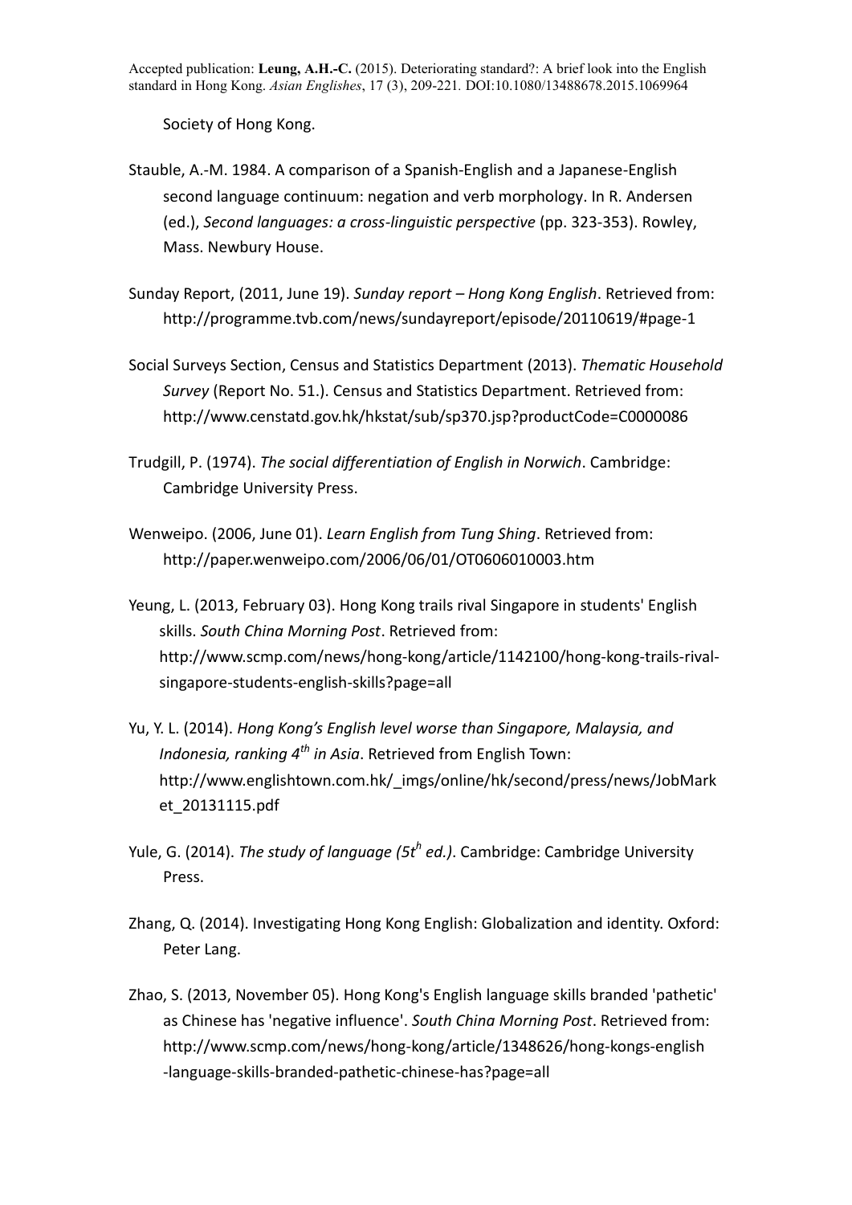Society of Hong Kong.

Stauble, A.-M. 1984. A comparison of a Spanish-English and a Japanese-English second language continuum: negation and verb morphology. In R. Andersen (ed.), *Second languages: a cross-linguistic perspective* (pp. 323-353). Rowley, Mass. Newbury House.

Sunday Report, (2011, June 19). *Sunday report – Hong Kong English*. Retrieved from: http://programme.tvb.com/news/sundayreport/episode/20110619/#page-1

Social Surveys Section, Census and Statistics Department (2013). *Thematic Household Survey* (Report No. 51.). Census and Statistics Department. Retrieved from: http://www.censtatd.gov.hk/hkstat/sub/sp370.jsp?productCode=C0000086

Trudgill, P. (1974). *The social differentiation of English in Norwich*. Cambridge: Cambridge University Press.

Wenweipo. (2006, June 01). *Learn English from Tung Shing*. Retrieved from: http://paper.wenweipo.com/2006/06/01/OT0606010003.htm

Yeung, L. (2013, February 03). Hong Kong trails rival Singapore in students' English skills. *South China Morning Post*. Retrieved from: http://www.scmp.com/news/hong-kong/article/1142100/hong-kong-trails-rival-singapore-students-english-skills?page=all

Yu, Y. L. (2014). *Hong Kong's English level worse than Singapore, Malaysia, and Indonesia, ranking 4th in Asia*. Retrieved from English Town: http://www.englishtown.com.hk/_imgs/online/hk/second/press/news/JobMarket_20131115.pdf

Yule, G. (2014). *The study of language (5th ed.)*. Cambridge: Cambridge University Press.

Zhang, Q. (2014). Investigating Hong Kong English: Globalization and identity. Oxford: Peter Lang.

Zhao, S. (2013, November 05). Hong Kong's English language skills branded 'pathetic' as Chinese has 'negative influence'. *South China Morning Post*. Retrieved from: http://www.scmp.com/news/hong-kong/article/1348626/hong-kongs-english-language-skills-branded-pathetic-chinese-has?page=all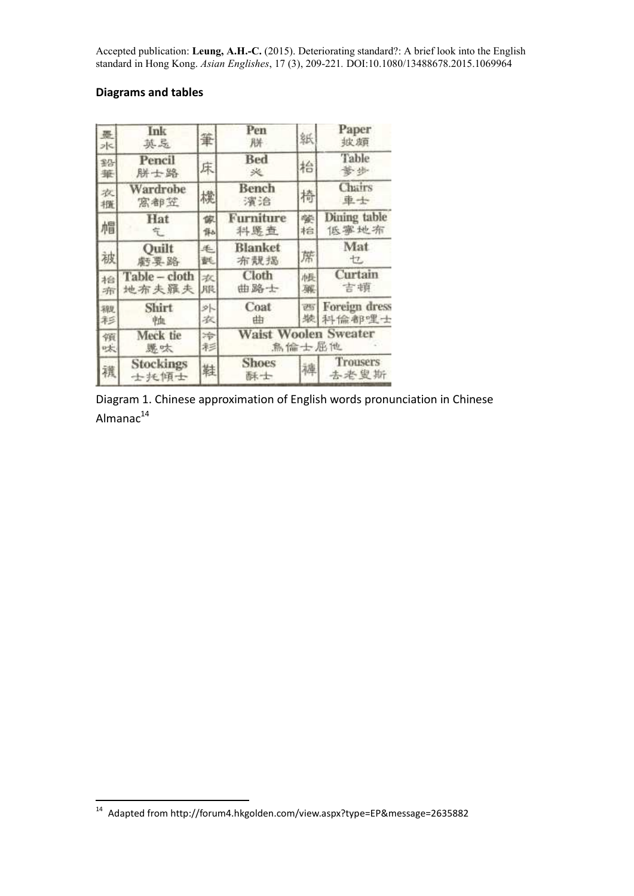## Diagrams and tables

| 墨水 | Ink<br>英忌 | 筆 | Pen<br>肼 | 紙 | Paper<br>披頗 |
|---|---|---|---|---|---|
| 鉛筆 | Pencil<br>肼士路 | 床 | Bed<br>必 | 枱 | Table<br>爹步 |
| 衣櫃 | Wardrobe<br>窩都笠 | 櫈 | Bench<br>濱治 | 椅 | Chairs<br>車士 |
| 帽 | Hat<br>乞 | 傢俬 | Furniture<br>科毪查 | 餐枱 | Dining table<br>低寧地布 |
| 被 | Quilt<br>虧栗路 | 毛氈 | Blanket<br>布靛揭 | 蓆 | Mat<br>乜 |
| 枱布 | Table – cloth<br>地布夫羅夫 | 衣服 | Cloth<br>曲路士 | 帳簾 | Curtain<br>吉頓 |
| 襯衫 | Shirt<br>恤 | 外衣 | Coat<br>曲 | 西裝 | Foreign dress<br>科倫都哩士 |
| 領呔 | Meck tie<br>毪呔 | 冷衫 | Waist Woolen Sweater<br>烏倫士屈他 | | |
| 襪 | Stockings<br>士托傾士 | 鞋 | Shoes<br>酥士 | 褲 | Trousers<br>去老叟斯 |

Diagram 1. Chinese approximation of English words pronunciation in Chinese Almanac[14]

[14] Adapted from http://forum4.hkgolden.com/view.aspx?type=EP&message=2635882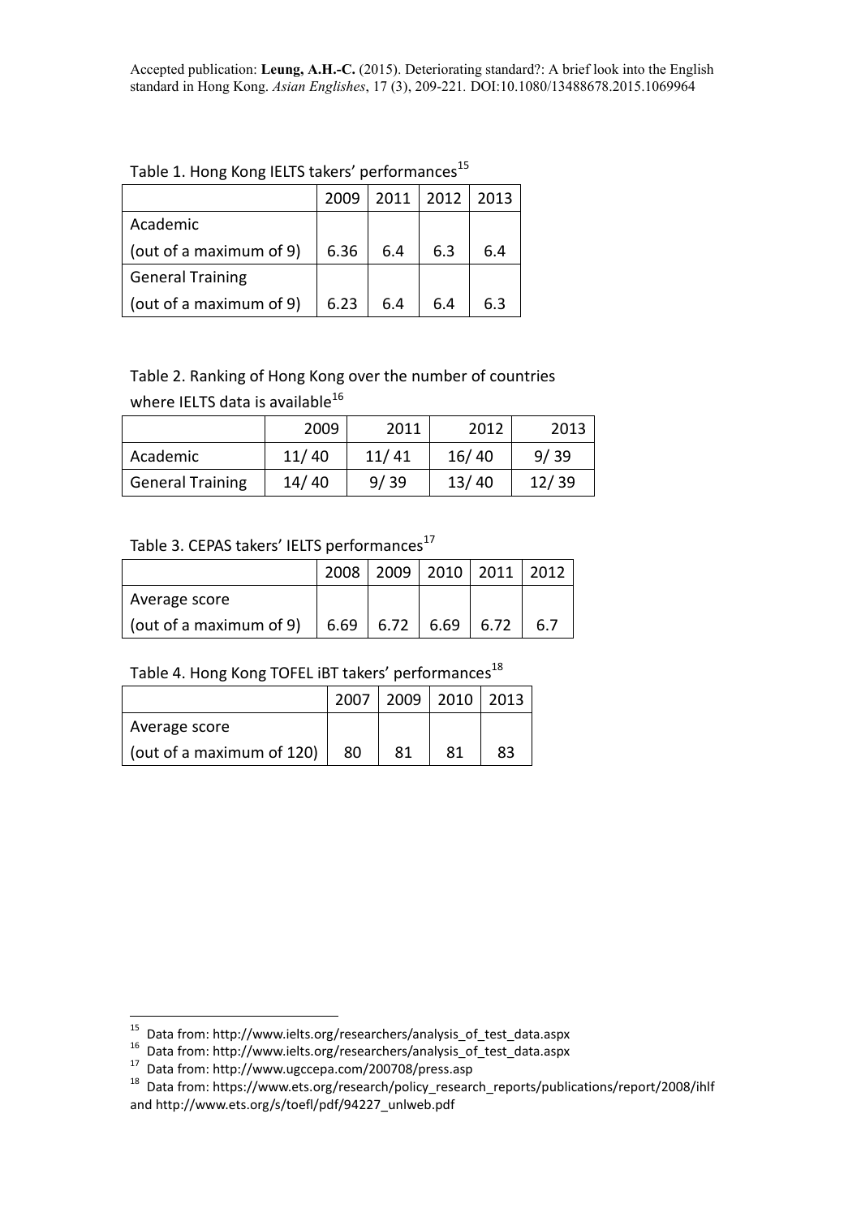Table 1. Hong Kong IELTS takers' performances[15]

| | 2009 | 2011 | 2012 | 2013 |
|---|---|---|---|---|
| Academic (out of a maximum of 9) | 6.36 | 6.4 | 6.3 | 6.4 |
| General Training (out of a maximum of 9) | 6.23 | 6.4 | 6.4 | 6.3 |

Table 2. Ranking of Hong Kong over the number of countries where IELTS data is available[16]

| | 2009 | 2011 | 2012 | 2013 |
|---|---|---|---|---|
| Academic | 11/ 40 | 11/ 41 | 16/ 40 | 9/ 39 |
| General Training | 14/ 40 | 9/ 39 | 13/ 40 | 12/ 39 |

Table 3. CEPAS takers' IELTS performances[17]

| | 2008 | 2009 | 2010 | 2011 | 2012 |
|---|---|---|---|---|---|
| Average score (out of a maximum of 9) | 6.69 | 6.72 | 6.69 | 6.72 | 6.7 |

Table 4. Hong Kong TOFEL iBT takers' performances[18]

| | 2007 | 2009 | 2010 | 2013 |
|---|---|---|---|---|
| Average score (out of a maximum of 120) | 80 | 81 | 81 | 83 |

[15] Data from: http://www.ielts.org/researchers/analysis_of_test_data.aspx

[16] Data from: http://www.ielts.org/researchers/analysis_of_test_data.aspx

[17] Data from: http://www.ugccepa.com/200708/press.asp

[18] Data from: https://www.ets.org/research/policy_research_reports/publications/report/2008/ihlf and http://www.ets.org/s/toefl/pdf/94227_unlweb.pdf